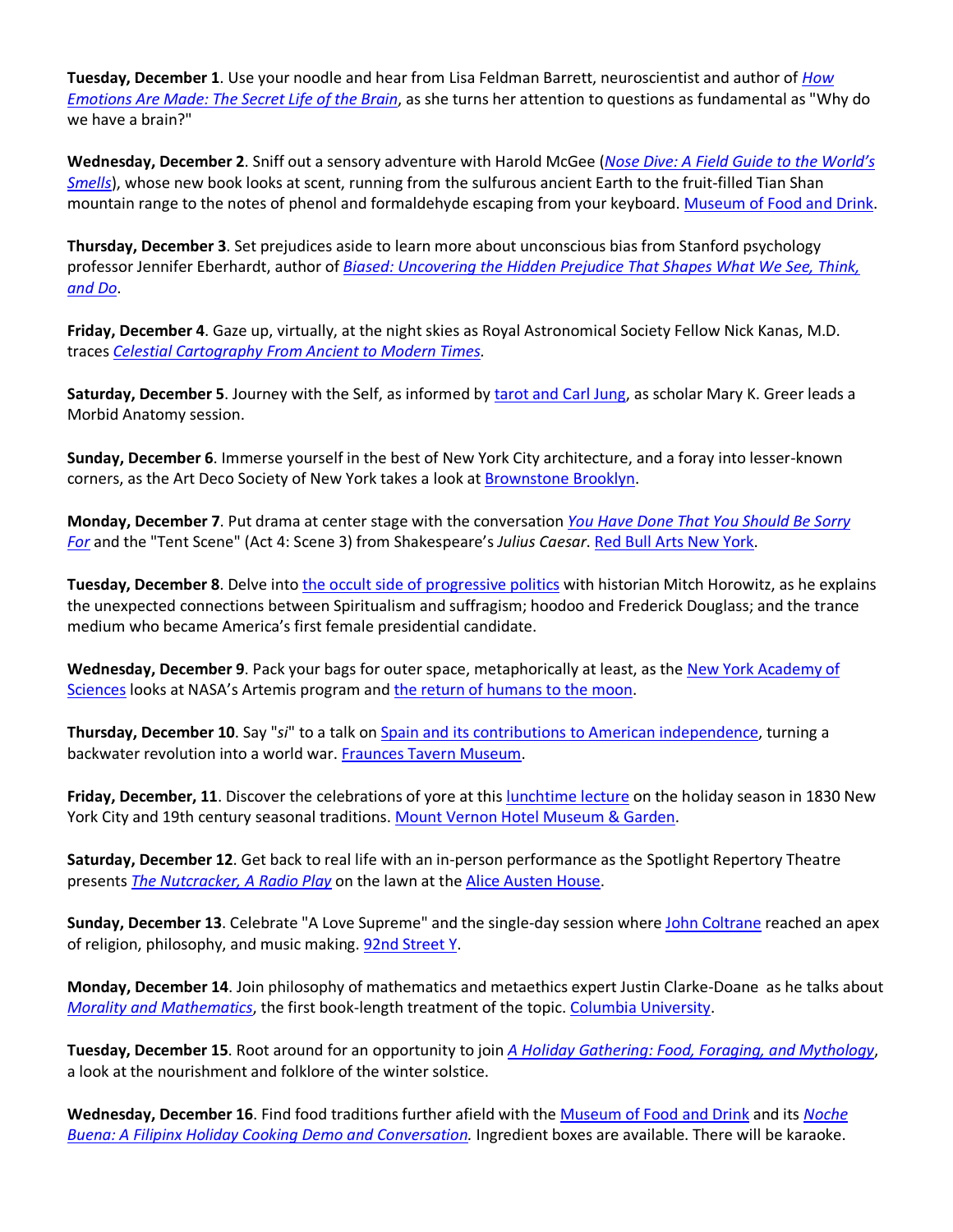**Tuesday, December 1**. Use your noodle and hear from Lisa Feldman Barrett, neuroscientist and author of *How Emotions Are Made: The Secret Life of the Brain*, as she turns her attention to questions as fundamental as "Why do we have a brain?"

**Wednesday, December 2**. Sniff out a sensory adventure with Harold McGee (*Nose Dive: A Field Guide to the World's Smells*), whose new book looks at scent, running from the sulfurous ancient Earth to the fruit-filled Tian Shan mountain range to the notes of phenol and formaldehyde escaping from your keyboard. Museum of Food and Drink.

**Thursday, December 3**. Set prejudices aside to learn more about unconscious bias from Stanford psychology professor Jennifer Eberhardt, author of *Biased: Uncovering the Hidden Prejudice That Shapes What We See, Think, and Do*.

**Friday, December 4**. Gaze up, virtually, at the night skies as Royal Astronomical Society Fellow Nick Kanas, M.D. traces *Celestial Cartography From Ancient to Modern Times*.

**Saturday, December 5**. Journey with the Self, as informed by tarot and Carl Jung, as scholar Mary K. Greer leads a Morbid Anatomy session.

**Sunday, December 6**. Immerse yourself in the best of New York City architecture, and a foray into lesser-known corners, as the Art Deco Society of New York takes a look at Brownstone Brooklyn.

**Monday, December 7**. Put drama at center stage with the conversation *You Have Done That You Should Be Sorry For* and the "Tent Scene" (Act 4: Scene 3) from Shakespeare's *Julius Caesar*. Red Bull Arts New York.

**Tuesday, December 8**. Delve into the occult side of progressive politics with historian Mitch Horowitz, as he explains the unexpected connections between Spiritualism and suffragism; hoodoo and Frederick Douglass; and the trance medium who became America's first female presidential candidate.

**Wednesday, December 9**. Pack your bags for outer space, metaphorically at least, as the New York Academy of Sciences looks at NASA's Artemis program and the return of humans to the moon.

**Thursday, December 10**. Say "*si*" to a talk on Spain and its contributions to American independence, turning a backwater revolution into a world war. Fraunces Tavern Museum.

**Friday, December, 11**. Discover the celebrations of yore at this lunchtime lecture on the holiday season in 1830 New York City and 19th century seasonal traditions. Mount Vernon Hotel Museum & Garden.

**Saturday, December 12**. Get back to real life with an in-person performance as the Spotlight Repertory Theatre presents *The Nutcracker, A Radio Play* on the lawn at the Alice Austen House.

**Sunday, December 13**. Celebrate "A Love Supreme" and the single-day session where John Coltrane reached an apex of religion, philosophy, and music making. 92nd Street Y.

**Monday, December 14**. Join philosophy of mathematics and metaethics expert Justin Clarke-Doane as he talks about *Morality and Mathematics*, the first book-length treatment of the topic. Columbia University.

**Tuesday, December 15**. Root around for an opportunity to join *A Holiday Gathering: Food, Foraging, and Mythology*, a look at the nourishment and folklore of the winter solstice.

**Wednesday, December 16**. Find food traditions further afield with the Museum of Food and Drink and its *Noche Buena: A Filipinx Holiday Cooking Demo and Conversation.* Ingredient boxes are available. There will be karaoke.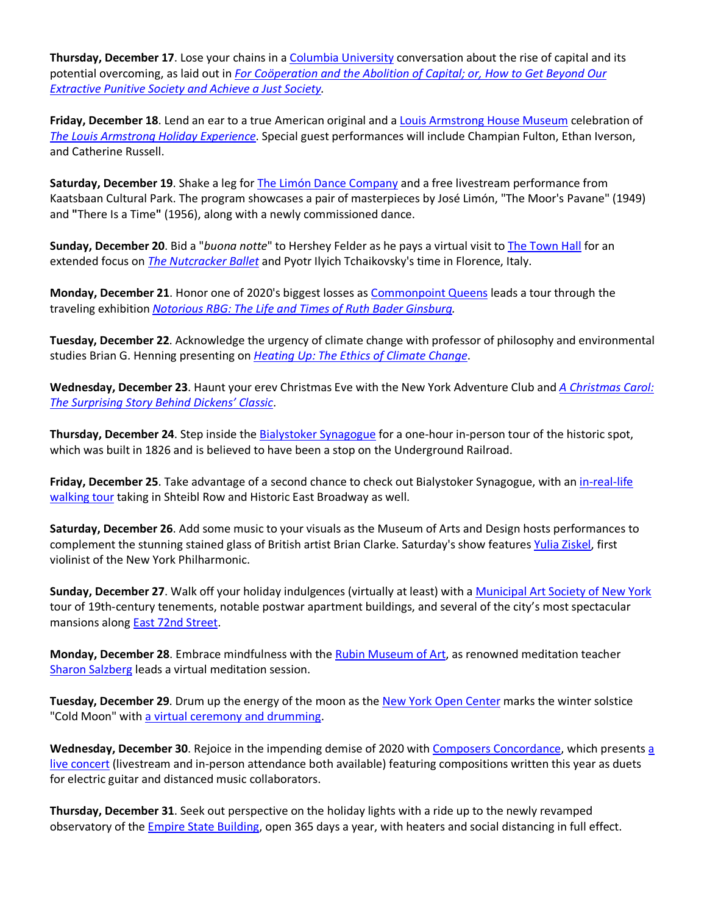**Thursday, December 17**. Lose your chains in a Columbia University conversation about the rise of capital and its potential overcoming, as laid out in *For Coöperation and the Abolition of Capital; or, How to Get Beyond Our Extractive Punitive Society and Achieve a Just Society.*

**Friday, December 18**. Lend an ear to a true American original and a Louis Armstrong House Museum celebration of *The Louis Armstrong Holiday Experience*. Special guest performances will include Champian Fulton, Ethan Iverson, and Catherine Russell.

**Saturday, December 19**. Shake a leg for The Limón Dance Company and a free livestream performance from Kaatsbaan Cultural Park. The program showcases a pair of masterpieces by José Limón, "The Moor's Pavane" (1949) and **"**There Is a Time**"** (1956), along with a newly commissioned dance.

**Sunday, December 20**. Bid a "*buona notte*" to Hershey Felder as he pays a virtual visit to The Town Hall for an extended focus on *The Nutcracker Ballet* and Pyotr Ilyich Tchaikovsky's time in Florence, Italy.

**Monday, December 21**. Honor one of 2020's biggest losses as Commonpoint Queens leads a tour through the traveling exhibition *Notorious RBG: The Life and Times of Ruth Bader Ginsburg.*

**Tuesday, December 22**. Acknowledge the urgency of climate change with professor of philosophy and environmental studies Brian G. Henning presenting on *Heating Up: The Ethics of Climate Change*.

**Wednesday, December 23**. Haunt your erev Christmas Eve with the New York Adventure Club and *A Christmas Carol: The Surprising Story Behind Dickens' Classic*.

**Thursday, December 24**. Step inside the Bialystoker Synagogue for a one-hour in-person tour of the historic spot, which was built in 1826 and is believed to have been a stop on the Underground Railroad.

**Friday, December 25**. Take advantage of a second chance to check out Bialystoker Synagogue, with an in-real-life walking tour taking in Shteibl Row and Historic East Broadway as well.

**Saturday, December 26**. Add some music to your visuals as the Museum of Arts and Design hosts performances to complement the stunning stained glass of British artist Brian Clarke. Saturday's show features Yulia Ziskel, first violinist of the New York Philharmonic.

**Sunday, December 27**. Walk off your holiday indulgences (virtually at least) with a Municipal Art Society of New York tour of 19th-century tenements, notable postwar apartment buildings, and several of the city's most spectacular mansions along East 72nd Street.

**Monday, December 28**. Embrace mindfulness with the Rubin Museum of Art, as renowned meditation teacher Sharon Salzberg leads a virtual meditation session.

**Tuesday, December 29**. Drum up the energy of the moon as the New York Open Center marks the winter solstice "Cold Moon" with a virtual ceremony and drumming.

**Wednesday, December 30**. Rejoice in the impending demise of 2020 with Composers Concordance, which presents a live concert (livestream and in-person attendance both available) featuring compositions written this year as duets for electric guitar and distanced music collaborators.

**Thursday, December 31**. Seek out perspective on the holiday lights with a ride up to the newly revamped observatory of the Empire State Building, open 365 days a year, with heaters and social distancing in full effect.